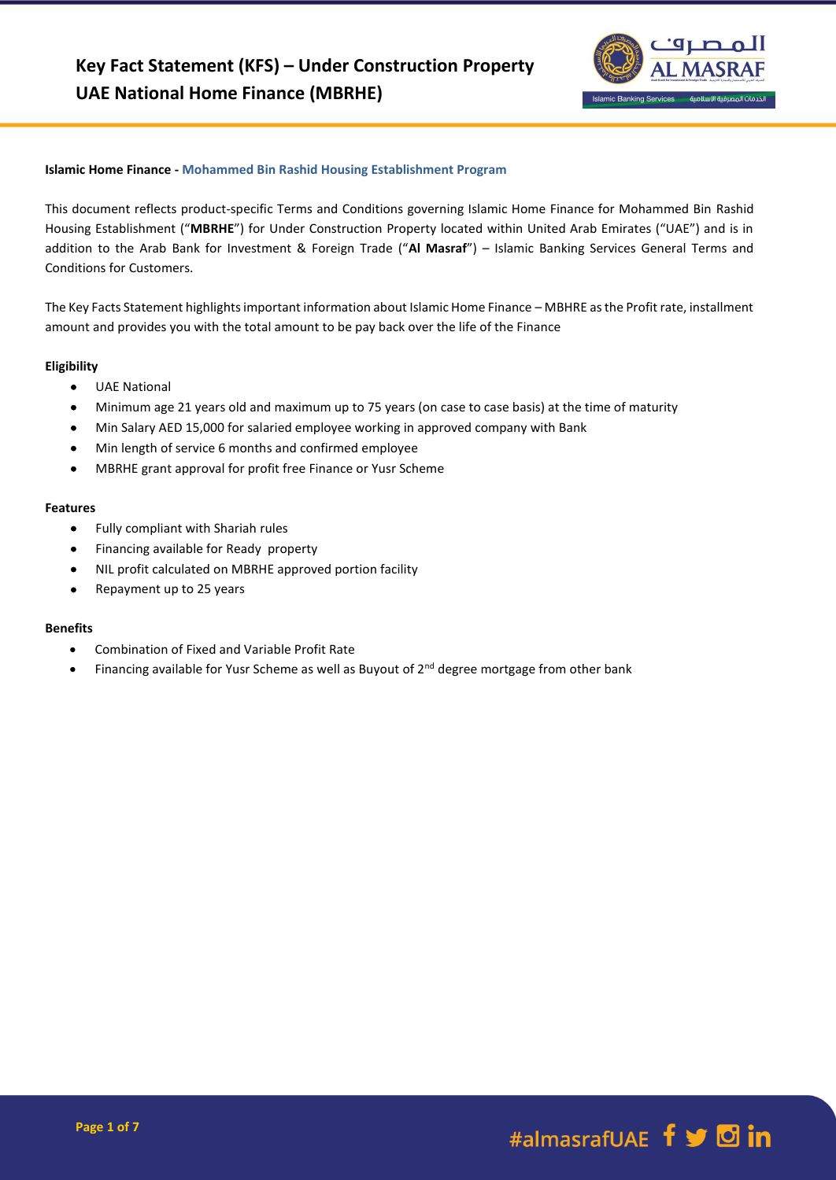# Key Fact Statement (KFS) – Under Construction Property
## UAE National Home Finance (MBRHE)

**Islamic Home Finance - Mohammed Bin Rashid Housing Establishment Program**

This document reflects product-specific Terms and Conditions governing Islamic Home Finance for Mohammed Bin Rashid Housing Establishment ("**MBRHE**") for Under Construction Property located within United Arab Emirates ("UAE") and is in addition to the Arab Bank for Investment & Foreign Trade ("**Al Masraf**") – Islamic Banking Services General Terms and Conditions for Customers.

The Key Facts Statement highlights important information about Islamic Home Finance – MBHRE as the Profit rate, installment amount and provides you with the total amount to be pay back over the life of the Finance

**Eligibility**

- UAE National
- Minimum age 21 years old and maximum up to 75 years (on case to case basis) at the time of maturity
- Min Salary AED 15,000 for salaried employee working in approved company with Bank
- Min length of service 6 months and confirmed employee
- MBRHE grant approval for profit free Finance or Yusr Scheme

**Features**

- Fully compliant with Shariah rules
- Financing available for Ready property
- NIL profit calculated on MBRHE approved portion facility
- Repayment up to 25 years

**Benefits**

- Combination of Fixed and Variable Profit Rate
- Financing available for Yusr Scheme as well as Buyout of 2nd degree mortgage from other bank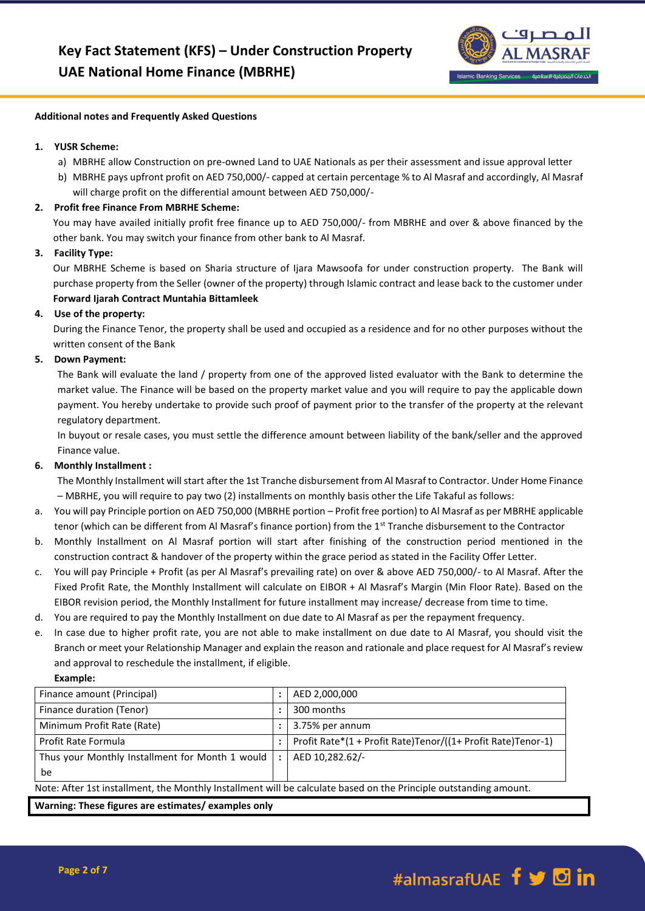# Key Fact Statement (KFS) – Under Construction Property UAE National Home Finance (MBRHE)

**Additional notes and Frequently Asked Questions**

1. **YUSR Scheme:**
   a) MBRHE allow Construction on pre-owned Land to UAE Nationals as per their assessment and issue approval letter
   b) MBRHE pays upfront profit on AED 750,000/- capped at certain percentage % to Al Masraf and accordingly, Al Masraf will charge profit on the differential amount between AED 750,000/-

2. **Profit free Finance From MBRHE Scheme:**
   You may have availed initially profit free finance up to AED 750,000/- from MBRHE and over & above financed by the other bank. You may switch your finance from other bank to Al Masraf.

3. **Facility Type:**
   Our MBRHE Scheme is based on Sharia structure of Ijara Mawsoofa for under construction property. The Bank will purchase property from the Seller (owner of the property) through Islamic contract and lease back to the customer under **Forward Ijarah Contract Muntahia Bittamleek**

4. **Use of the property:**
   During the Finance Tenor, the property shall be used and occupied as a residence and for no other purposes without the written consent of the Bank

5. **Down Payment:**
   The Bank will evaluate the land / property from one of the approved listed evaluator with the Bank to determine the market value. The Finance will be based on the property market value and you will require to pay the applicable down payment. You hereby undertake to provide such proof of payment prior to the transfer of the property at the relevant regulatory department.
   In buyout or resale cases, you must settle the difference amount between liability of the bank/seller and the approved Finance value.

6. **Monthly Installment :**
   The Monthly Installment will start after the 1st Tranche disbursement from Al Masraf to Contractor. Under Home Finance – MBRHE, you will require to pay two (2) installments on monthly basis other the Life Takaful as follows:

a. You will pay Principle portion on AED 750,000 (MBRHE portion – Profit free portion) to Al Masraf as per MBRHE applicable tenor (which can be different from Al Masraf's finance portion) from the 1st Tranche disbursement to the Contractor
b. Monthly Installment on Al Masraf portion will start after finishing of the construction period mentioned in the construction contract & handover of the property within the grace period as stated in the Facility Offer Letter.
c. You will pay Principle + Profit (as per Al Masraf's prevailing rate) on over & above AED 750,000/- to Al Masraf. After the Fixed Profit Rate, the Monthly Installment will calculate on EIBOR + Al Masraf's Margin (Min Floor Rate). Based on the EIBOR revision period, the Monthly Installment for future installment may increase/ decrease from time to time.
d. You are required to pay the Monthly Installment on due date to Al Masraf as per the repayment frequency.
e. In case due to higher profit rate, you are not able to make installment on due date to Al Masraf, you should visit the Branch or meet your Relationship Manager and explain the reason and rationale and place request for Al Masraf's review and approval to reschedule the installment, if eligible.

**Example:**

| | | |
|---|---|---|
| Finance amount (Principal) | : | AED 2,000,000 |
| Finance duration (Tenor) | : | 300 months |
| Minimum Profit Rate (Rate) | : | 3.75% per annum |
| Profit Rate Formula | : | Profit Rate*(1 + Profit Rate)Tenor/((1+ Profit Rate)Tenor-1) |
| Thus your Monthly Installment for Month 1 would be | : | AED 10,282.62/- |

Note: After 1st installment, the Monthly Installment will be calculate based on the Principle outstanding amount.

**Warning: These figures are estimates/ examples only**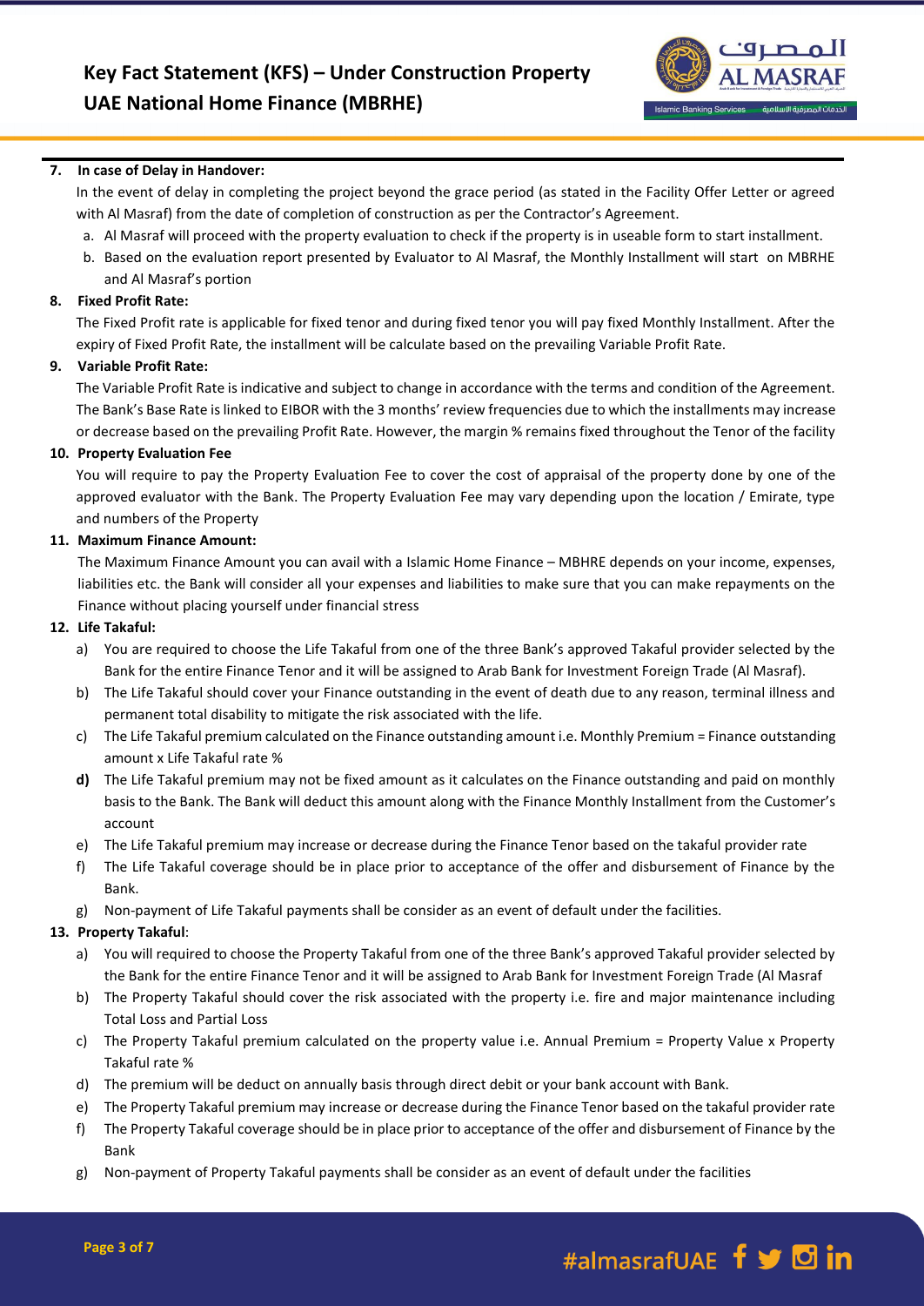7. **In case of Delay in Handover:**

   In the event of delay in completing the project beyond the grace period (as stated in the Facility Offer Letter or agreed with Al Masraf) from the date of completion of construction as per the Contractor's Agreement.

   a. Al Masraf will proceed with the property evaluation to check if the property is in useable form to start installment.
   b. Based on the evaluation report presented by Evaluator to Al Masraf, the Monthly Installment will start on MBRHE and Al Masraf's portion

8. **Fixed Profit Rate:**

   The Fixed Profit rate is applicable for fixed tenor and during fixed tenor you will pay fixed Monthly Installment. After the expiry of Fixed Profit Rate, the installment will be calculate based on the prevailing Variable Profit Rate.

9. **Variable Profit Rate:**

   The Variable Profit Rate is indicative and subject to change in accordance with the terms and condition of the Agreement. The Bank's Base Rate is linked to EIBOR with the 3 months' review frequencies due to which the installments may increase or decrease based on the prevailing Profit Rate. However, the margin % remains fixed throughout the Tenor of the facility

10. **Property Evaluation Fee**

    You will require to pay the Property Evaluation Fee to cover the cost of appraisal of the property done by one of the approved evaluator with the Bank. The Property Evaluation Fee may vary depending upon the location / Emirate, type and numbers of the Property

11. **Maximum Finance Amount:**

    The Maximum Finance Amount you can avail with a Islamic Home Finance – MBHRE depends on your income, expenses, liabilities etc. the Bank will consider all your expenses and liabilities to make sure that you can make repayments on the Finance without placing yourself under financial stress

12. **Life Takaful:**

    a) You are required to choose the Life Takaful from one of the three Bank's approved Takaful provider selected by the Bank for the entire Finance Tenor and it will be assigned to Arab Bank for Investment Foreign Trade (Al Masraf).
    b) The Life Takaful should cover your Finance outstanding in the event of death due to any reason, terminal illness and permanent total disability to mitigate the risk associated with the life.
    c) The Life Takaful premium calculated on the Finance outstanding amount i.e. Monthly Premium = Finance outstanding amount x Life Takaful rate %
    **d)** The Life Takaful premium may not be fixed amount as it calculates on the Finance outstanding and paid on monthly basis to the Bank. The Bank will deduct this amount along with the Finance Monthly Installment from the Customer's account
    e) The Life Takaful premium may increase or decrease during the Finance Tenor based on the takaful provider rate
    f) The Life Takaful coverage should be in place prior to acceptance of the offer and disbursement of Finance by the Bank.
    g) Non-payment of Life Takaful payments shall be consider as an event of default under the facilities.

13. **Property Takaful**:

    a) You will required to choose the Property Takaful from one of the three Bank's approved Takaful provider selected by the Bank for the entire Finance Tenor and it will be assigned to Arab Bank for Investment Foreign Trade (Al Masraf
    b) The Property Takaful should cover the risk associated with the property i.e. fire and major maintenance including Total Loss and Partial Loss
    c) The Property Takaful premium calculated on the property value i.e. Annual Premium = Property Value x Property Takaful rate %
    d) The premium will be deduct on annually basis through direct debit or your bank account with Bank.
    e) The Property Takaful premium may increase or decrease during the Finance Tenor based on the takaful provider rate
    f) The Property Takaful coverage should be in place prior to acceptance of the offer and disbursement of Finance by the Bank
    g) Non-payment of Property Takaful payments shall be consider as an event of default under the facilities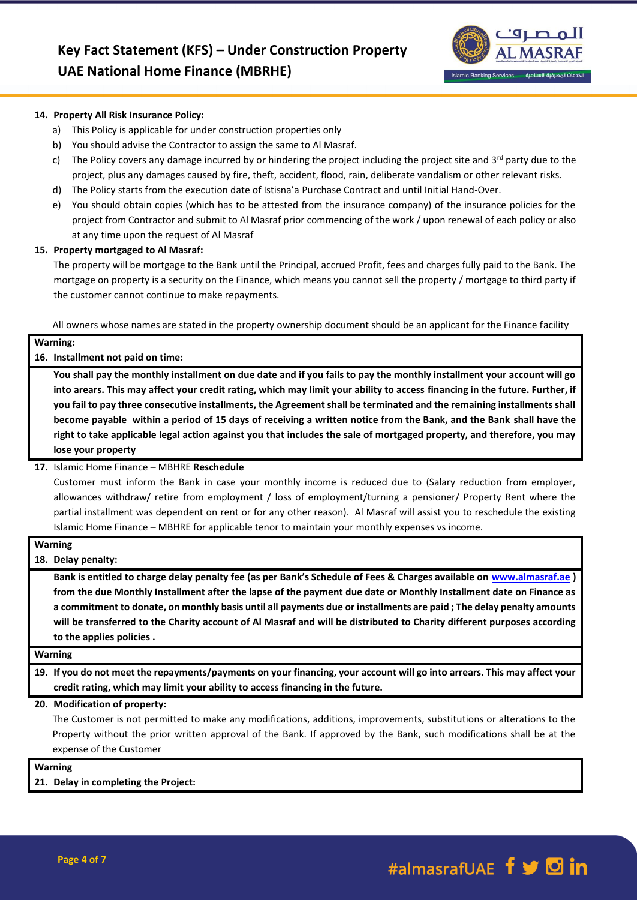**14. Property All Risk Insurance Policy:**

a) This Policy is applicable for under construction properties only

b) You should advise the Contractor to assign the same to Al Masraf.

c) The Policy covers any damage incurred by or hindering the project including the project site and 3rd party due to the project, plus any damages caused by fire, theft, accident, flood, rain, deliberate vandalism or other relevant risks.

d) The Policy starts from the execution date of Istisna'a Purchase Contract and until Initial Hand-Over.

e) You should obtain copies (which has to be attested from the insurance company) of the insurance policies for the project from Contractor and submit to Al Masraf prior commencing of the work / upon renewal of each policy or also at any time upon the request of Al Masraf

**15. Property mortgaged to Al Masraf:**

The property will be mortgage to the Bank until the Principal, accrued Profit, fees and charges fully paid to the Bank. The mortgage on property is a security on the Finance, which means you cannot sell the property / mortgage to third party if the customer cannot continue to make repayments.

All owners whose names are stated in the property ownership document should be an applicant for the Finance facility

**Warning:**

**16. Installment not paid on time:**

**You shall pay the monthly installment on due date and if you fails to pay the monthly installment your account will go into arears. This may affect your credit rating, which may limit your ability to access financing in the future. Further, if you fail to pay three consecutive installments, the Agreement shall be terminated and the remaining installments shall become payable within a period of 15 days of receiving a written notice from the Bank, and the Bank shall have the right to take applicable legal action against you that includes the sale of mortgaged property, and therefore, you may lose your property**

**17.** Islamic Home Finance – MBHRE **Reschedule**

Customer must inform the Bank in case your monthly income is reduced due to (Salary reduction from employer, allowances withdraw/ retire from employment / loss of employment/turning a pensioner/ Property Rent where the partial installment was dependent on rent or for any other reason). Al Masraf will assist you to reschedule the existing Islamic Home Finance – MBHRE for applicable tenor to maintain your monthly expenses vs income.

**Warning**

**18. Delay penalty:**

**Bank is entitled to charge delay penalty fee (as per Bank's Schedule of Fees & Charges available on www.almasraf.ae ) from the due Monthly Installment after the lapse of the payment due date or Monthly Installment date on Finance as a commitment to donate, on monthly basis until all payments due or installments are paid ; The delay penalty amounts will be transferred to the Charity account of Al Masraf and will be distributed to Charity different purposes according to the applies policies .**

**Warning**

**19. If you do not meet the repayments/payments on your financing, your account will go into arrears. This may affect your credit rating, which may limit your ability to access financing in the future.**

**20. Modification of property:**

The Customer is not permitted to make any modifications, additions, improvements, substitutions or alterations to the Property without the prior written approval of the Bank. If approved by the Bank, such modifications shall be at the expense of the Customer

**Warning**

**21. Delay in completing the Project:**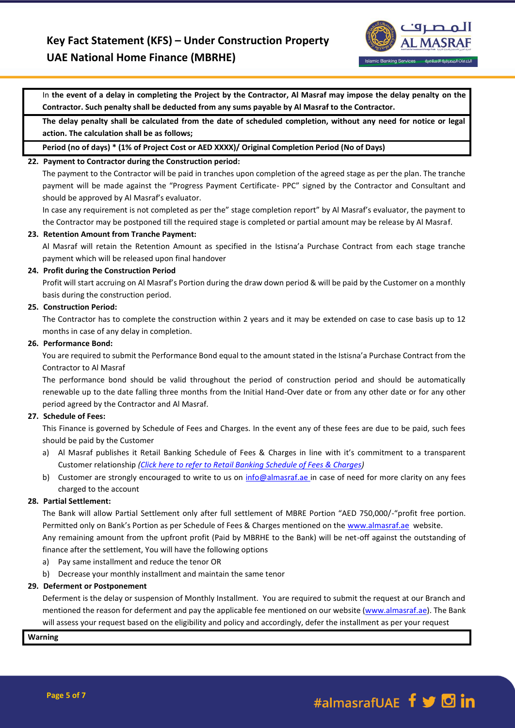In **the event of a delay in completing the Project by the Contractor, Al Masraf may impose the delay penalty on the Contractor. Such penalty shall be deducted from any sums payable by Al Masraf to the Contractor.**

**The delay penalty shall be calculated from the date of scheduled completion, without any need for notice or legal action. The calculation shall be as follows;**

**Period (no of days) * (1% of Project Cost or AED XXXX)/ Original Completion Period (No of Days)**

**22. Payment to Contractor during the Construction period:**

The payment to the Contractor will be paid in tranches upon completion of the agreed stage as per the plan. The tranche payment will be made against the "Progress Payment Certificate- PPC" signed by the Contractor and Consultant and should be approved by Al Masraf's evaluator.

In case any requirement is not completed as per the" stage completion report" by Al Masraf's evaluator, the payment to the Contractor may be postponed till the required stage is completed or partial amount may be release by Al Masraf.

**23. Retention Amount from Tranche Payment:**

Al Masraf will retain the Retention Amount as specified in the Istisna'a Purchase Contract from each stage tranche payment which will be released upon final handover

**24. Profit during the Construction Period**

Profit will start accruing on Al Masraf's Portion during the draw down period & will be paid by the Customer on a monthly basis during the construction period.

**25. Construction Period:**

The Contractor has to complete the construction within 2 years and it may be extended on case to case basis up to 12 months in case of any delay in completion.

**26. Performance Bond:**

You are required to submit the Performance Bond equal to the amount stated in the Istisna'a Purchase Contract from the Contractor to Al Masraf

The performance bond should be valid throughout the period of construction period and should be automatically renewable up to the date falling three months from the Initial Hand-Over date or from any other date or for any other period agreed by the Contractor and Al Masraf.

**27. Schedule of Fees:**

This Finance is governed by Schedule of Fees and Charges. In the event any of these fees are due to be paid, such fees should be paid by the Customer

a) Al Masraf publishes it Retail Banking Schedule of Fees & Charges in line with it's commitment to a transparent Customer relationship *(Click here to refer to Retail Banking Schedule of Fees & Charges)*

b) Customer are strongly encouraged to write to us on info@almasraf.ae in case of need for more clarity on any fees charged to the account

**28. Partial Settlement:**

The Bank will allow Partial Settlement only after full settlement of MBRE Portion "AED 750,000/-"profit free portion. Permitted only on Bank's Portion as per Schedule of Fees & Charges mentioned on the www.almasraf.ae website.

Any remaining amount from the upfront profit (Paid by MBRHE to the Bank) will be net-off against the outstanding of finance after the settlement, You will have the following options

a) Pay same installment and reduce the tenor OR

b) Decrease your monthly installment and maintain the same tenor

**29. Deferment or Postponement**

Deferment is the delay or suspension of Monthly Installment. You are required to submit the request at our Branch and mentioned the reason for deferment and pay the applicable fee mentioned on our website (www.almasraf.ae). The Bank will assess your request based on the eligibility and policy and accordingly, defer the installment as per your request

**Warning**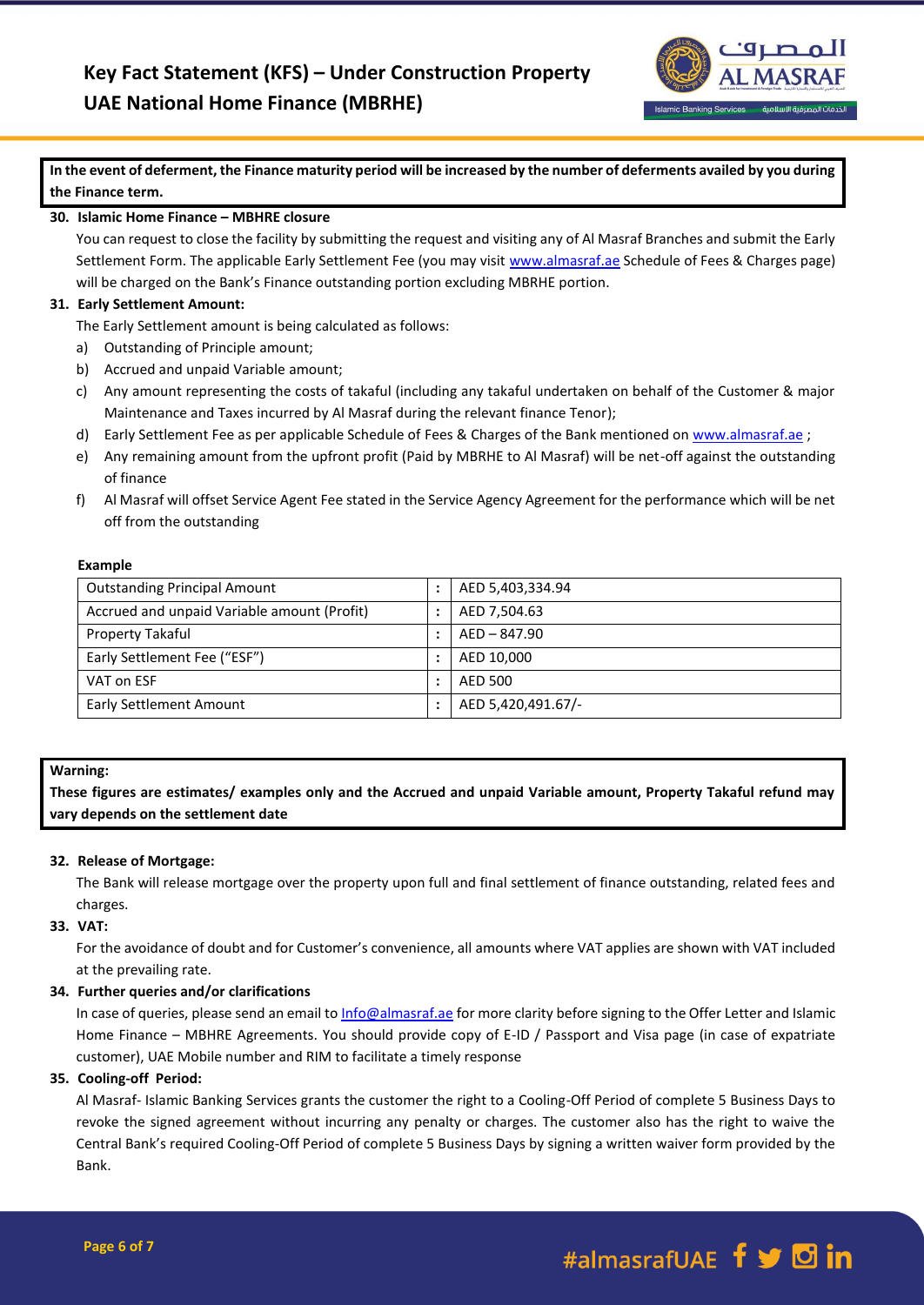**In the event of deferment, the Finance maturity period will be increased by the number of deferments availed by you during the Finance term.**

**30. Islamic Home Finance – MBHRE closure**

You can request to close the facility by submitting the request and visiting any of Al Masraf Branches and submit the Early Settlement Form. The applicable Early Settlement Fee (you may visit www.almasraf.ae Schedule of Fees & Charges page) will be charged on the Bank's Finance outstanding portion excluding MBRHE portion.

**31. Early Settlement Amount:**

The Early Settlement amount is being calculated as follows:

a) Outstanding of Principle amount;
b) Accrued and unpaid Variable amount;
c) Any amount representing the costs of takaful (including any takaful undertaken on behalf of the Customer & major Maintenance and Taxes incurred by Al Masraf during the relevant finance Tenor);
d) Early Settlement Fee as per applicable Schedule of Fees & Charges of the Bank mentioned on www.almasraf.ae ;
e) Any remaining amount from the upfront profit (Paid by MBRHE to Al Masraf) will be net-off against the outstanding of finance
f) Al Masraf will offset Service Agent Fee stated in the Service Agency Agreement for the performance which will be net off from the outstanding

**Example**

| | | |
|---|---|---|
| Outstanding Principal Amount | : | AED 5,403,334.94 |
| Accrued and unpaid Variable amount (Profit) | : | AED 7,504.63 |
| Property Takaful | : | AED – 847.90 |
| Early Settlement Fee ("ESF") | : | AED 10,000 |
| VAT on ESF | : | AED 500 |
| Early Settlement Amount | : | AED 5,420,491.67/- |

**Warning:**
**These figures are estimates/ examples only and the Accrued and unpaid Variable amount, Property Takaful refund may vary depends on the settlement date**

**32. Release of Mortgage:**

The Bank will release mortgage over the property upon full and final settlement of finance outstanding, related fees and charges.

**33. VAT:**

For the avoidance of doubt and for Customer's convenience, all amounts where VAT applies are shown with VAT included at the prevailing rate.

**34. Further queries and/or clarifications**

In case of queries, please send an email to Info@almasraf.ae for more clarity before signing to the Offer Letter and Islamic Home Finance – MBHRE Agreements. You should provide copy of E-ID / Passport and Visa page (in case of expatriate customer), UAE Mobile number and RIM to facilitate a timely response

**35. Cooling-off Period:**

Al Masraf- Islamic Banking Services grants the customer the right to a Cooling-Off Period of complete 5 Business Days to revoke the signed agreement without incurring any penalty or charges. The customer also has the right to waive the Central Bank's required Cooling-Off Period of complete 5 Business Days by signing a written waiver form provided by the Bank.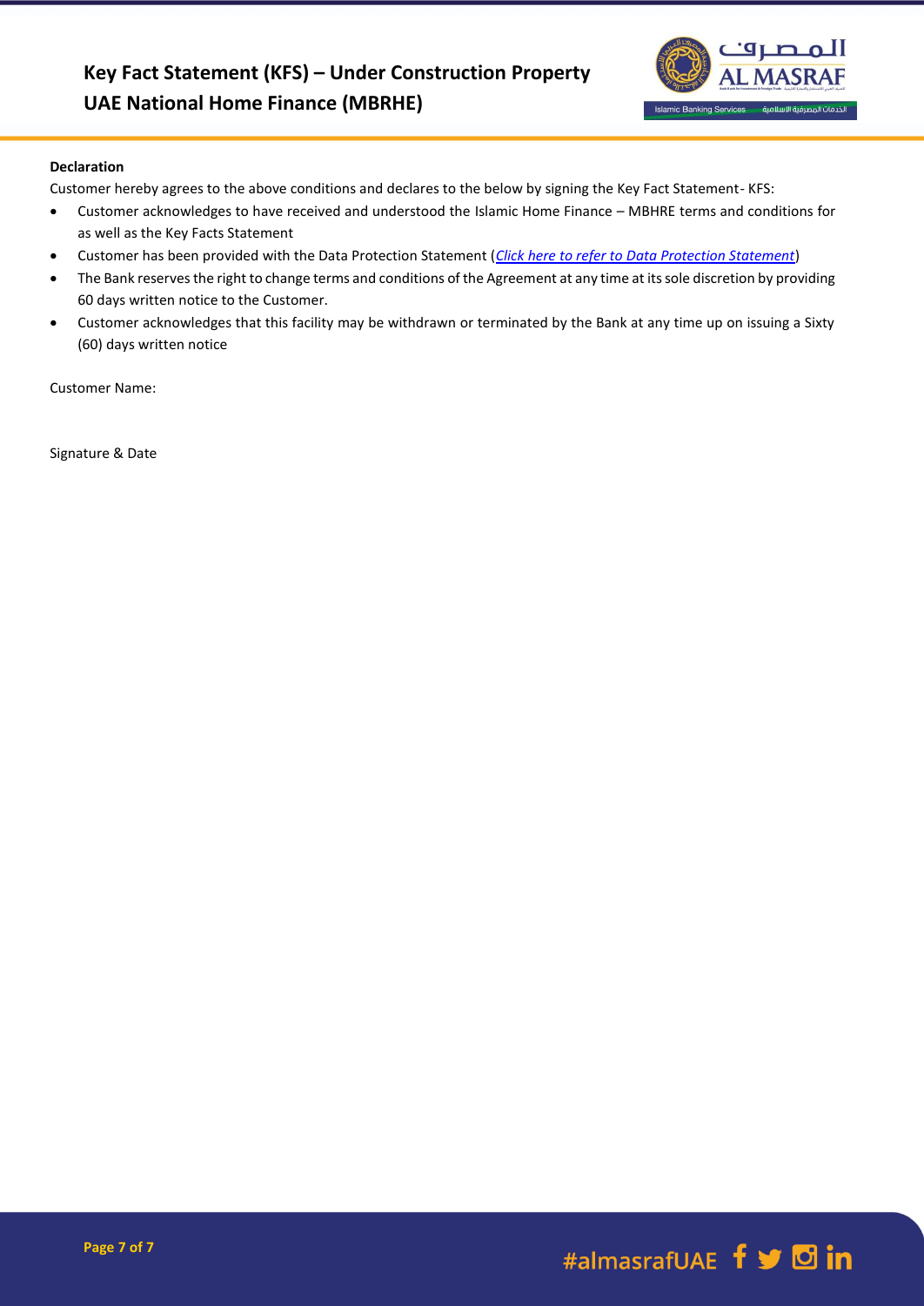**Declaration**

Customer hereby agrees to the above conditions and declares to the below by signing the Key Fact Statement- KFS:

- Customer acknowledges to have received and understood the Islamic Home Finance – MBHRE terms and conditions for as well as the Key Facts Statement
- Customer has been provided with the Data Protection Statement (*Click here to refer to Data Protection Statement*)
- The Bank reserves the right to change terms and conditions of the Agreement at any time at its sole discretion by providing 60 days written notice to the Customer.
- Customer acknowledges that this facility may be withdrawn or terminated by the Bank at any time up on issuing a Sixty (60) days written notice

Customer Name:

Signature & Date